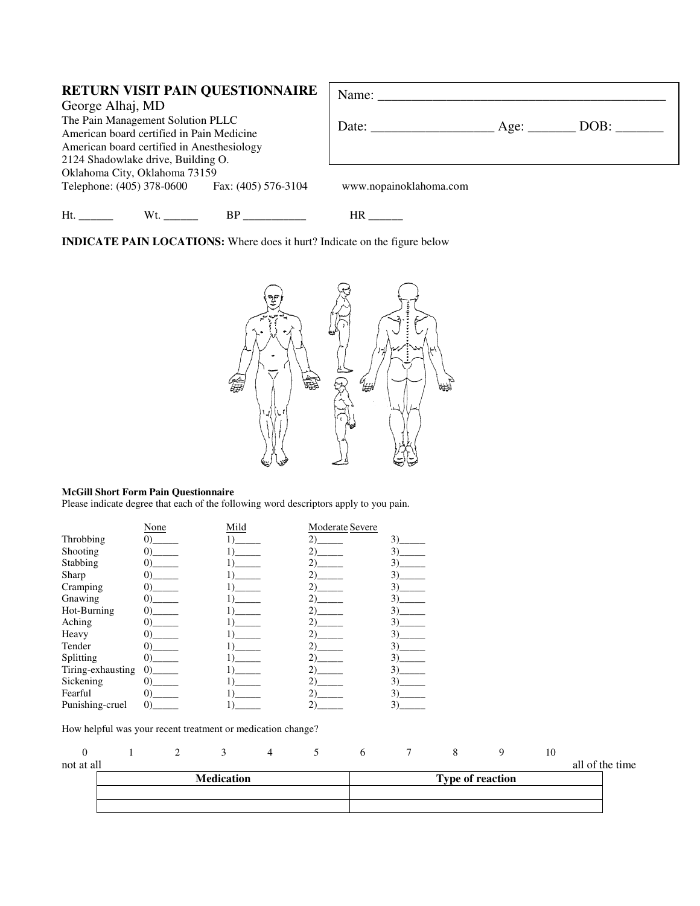## RETURN VISIT PAIN QUESTIONNAIRE

George Alhaj, MD
The Pain Management Solution PLLC
American board certified in Pain Medicine
American board certified in Anesthesiology
2124 Shadowlake drive, Building O.
Oklahoma City, Oklahoma 73159
Telephone: (405) 378-0600 Fax: (405) 576-3104 www.nopainoklahoma.com

Name: ___________________________________________

Date: ________________ Age: _______ DOB: _______

Ht. ______ Wt. ______ BP ___________ HR ______

**INDICATE PAIN LOCATIONS:** Where does it hurt? Indicate on the figure below

**McGill Short Form Pain Questionnaire**

Please indicate degree that each of the following word descriptors apply to you pain.

| | None | Mild | Moderate | Severe |
|---|---|---|---|---|
| Throbbing | 0)_____ | 1)_____ | 2)_____ | 3)_____ |
| Shooting | 0)_____ | 1)_____ | 2)_____ | 3)_____ |
| Stabbing | 0)_____ | 1)_____ | 2)_____ | 3)_____ |
| Sharp | 0)_____ | 1)_____ | 2)_____ | 3)_____ |
| Cramping | 0)_____ | 1)_____ | 2)_____ | 3)_____ |
| Gnawing | 0)_____ | 1)_____ | 2)_____ | 3)_____ |
| Hot-Burning | 0)_____ | 1)_____ | 2)_____ | 3)_____ |
| Aching | 0)_____ | 1)_____ | 2)_____ | 3)_____ |
| Heavy | 0)_____ | 1)_____ | 2)_____ | 3)_____ |
| Tender | 0)_____ | 1)_____ | 2)_____ | 3)_____ |
| Splitting | 0)_____ | 1)_____ | 2)_____ | 3)_____ |
| Tiring-exhausting | 0)_____ | 1)_____ | 2)_____ | 3)_____ |
| Sickening | 0)_____ | 1)_____ | 2)_____ | 3)_____ |
| Fearful | 0)_____ | 1)_____ | 2)_____ | 3)_____ |
| Punishing-cruel | 0)_____ | 1)_____ | 2)_____ | 3)_____ |

How helpful was your recent treatment or medication change?

0 1 2 3 4 5 6 7 8 9 10

not at all ... all of the time

| Medication | Type of reaction |
|---|---|
| | |
| | |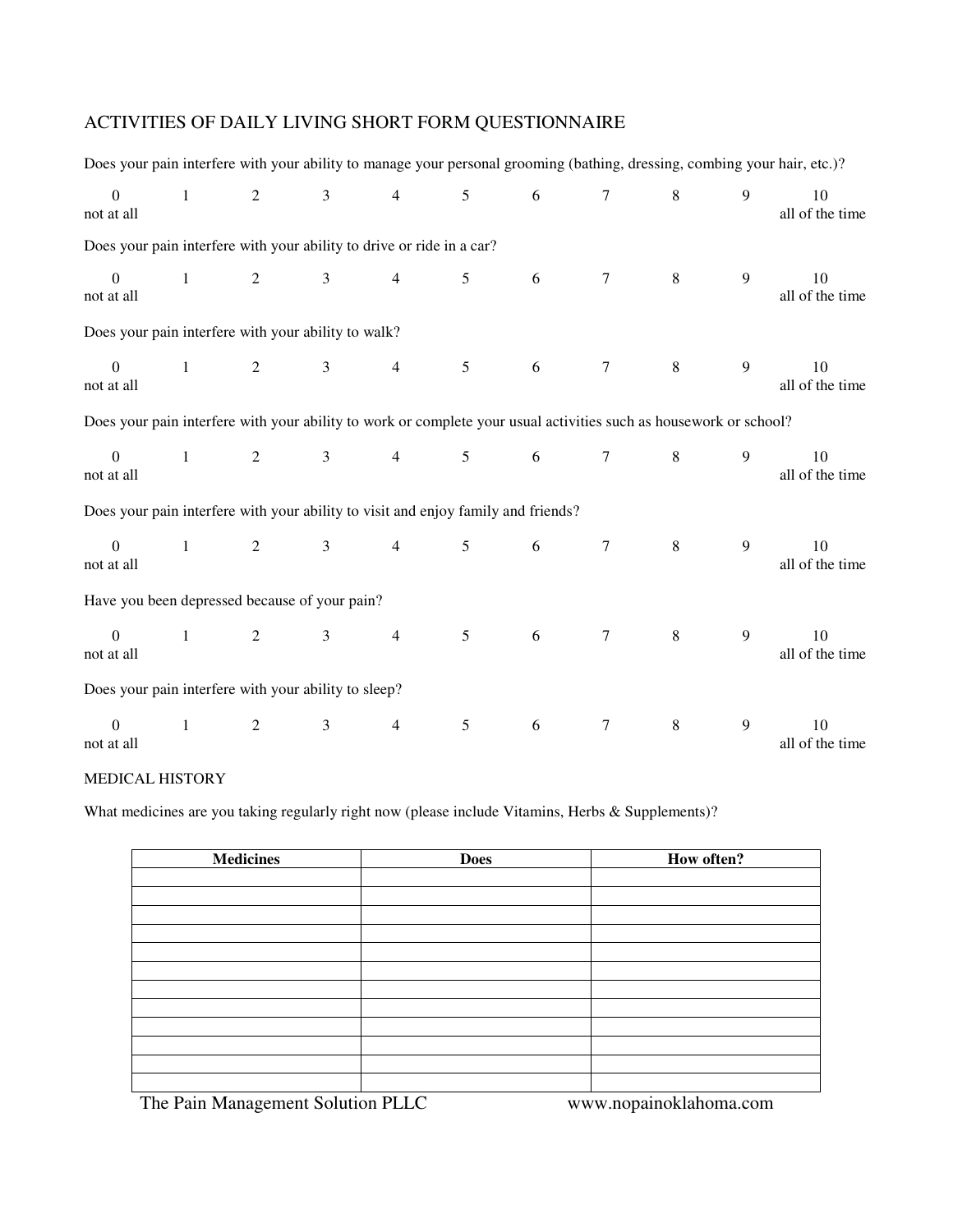# ACTIVITIES OF DAILY LIVING SHORT FORM QUESTIONNAIRE

Does your pain interfere with your ability to manage your personal grooming (bathing, dressing, combing your hair, etc.)?

| 0 not at all | 1 | 2 | 3 | 4 | 5 | 6 | 7 | 8 | 9 | 10 all of the time |
|---|---|---|---|---|---|---|---|---|---|---|

Does your pain interfere with your ability to drive or ride in a car?

| 0 not at all | 1 | 2 | 3 | 4 | 5 | 6 | 7 | 8 | 9 | 10 all of the time |
|---|---|---|---|---|---|---|---|---|---|---|

Does your pain interfere with your ability to walk?

| 0 not at all | 1 | 2 | 3 | 4 | 5 | 6 | 7 | 8 | 9 | 10 all of the time |
|---|---|---|---|---|---|---|---|---|---|---|

Does your pain interfere with your ability to work or complete your usual activities such as housework or school?

| 0 not at all | 1 | 2 | 3 | 4 | 5 | 6 | 7 | 8 | 9 | 10 all of the time |
|---|---|---|---|---|---|---|---|---|---|---|

Does your pain interfere with your ability to visit and enjoy family and friends?

| 0 not at all | 1 | 2 | 3 | 4 | 5 | 6 | 7 | 8 | 9 | 10 all of the time |
|---|---|---|---|---|---|---|---|---|---|---|

Have you been depressed because of your pain?

| 0 not at all | 1 | 2 | 3 | 4 | 5 | 6 | 7 | 8 | 9 | 10 all of the time |
|---|---|---|---|---|---|---|---|---|---|---|

Does your pain interfere with your ability to sleep?

| 0 not at all | 1 | 2 | 3 | 4 | 5 | 6 | 7 | 8 | 9 | 10 all of the time |
|---|---|---|---|---|---|---|---|---|---|---|

## MEDICAL HISTORY

What medicines are you taking regularly right now (please include Vitamins, Herbs & Supplements)?

| Medicines | Does | How often? |
|---|---|---|
| | | |
| | | |
| | | |
| | | |
| | | |
| | | |
| | | |
| | | |
| | | |
| | | |
| | | |
| | | |

The Pain Management Solution PLLC www.nopainoklahoma.com